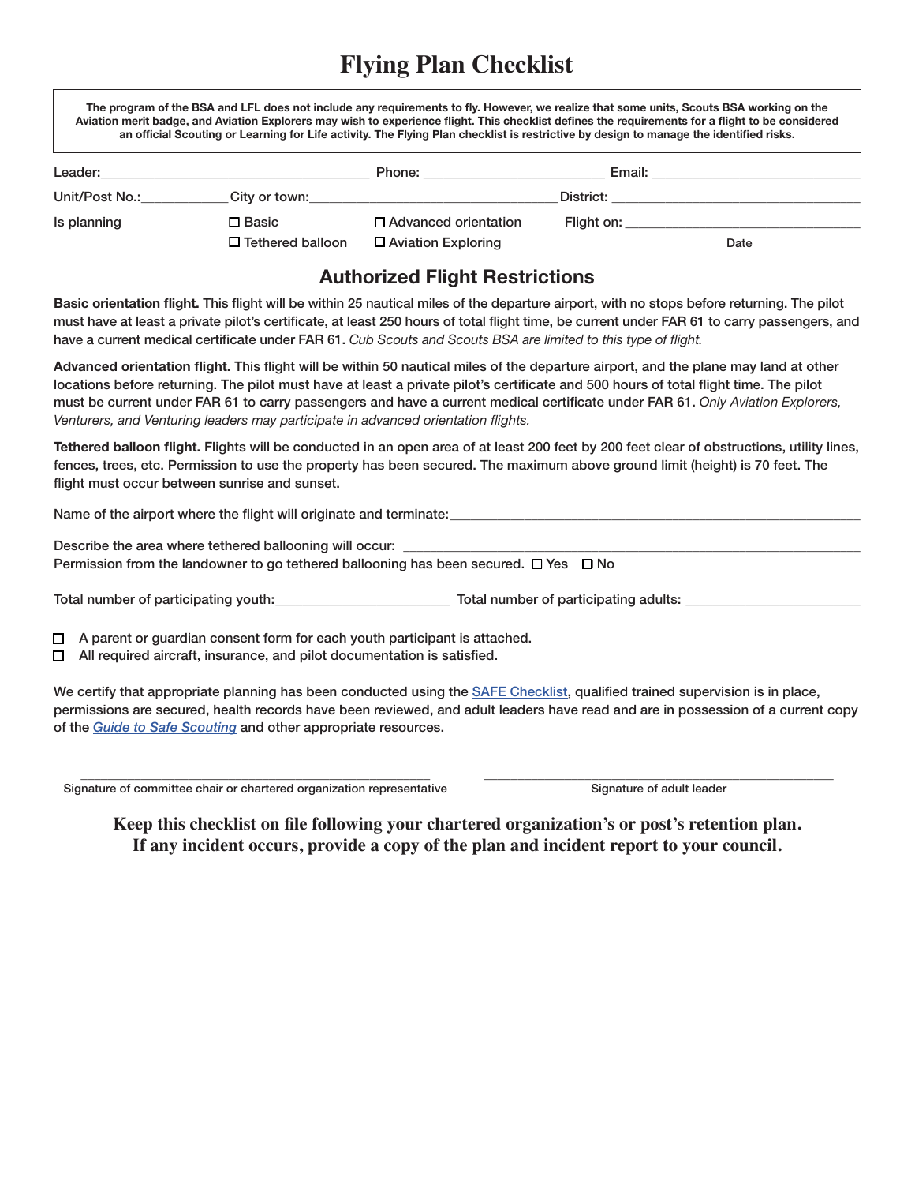# Flying Plan Checklist

**The program of the BSA and LFL does not include any requirements to fly. However, we realize that some units, Scouts BSA working on the Aviation merit badge, and Aviation Explorers may wish to experience flight. This checklist defines the requirements for a flight to be considered an official Scouting or Learning for Life activity. The Flying Plan checklist is restrictive by design to manage the identified risks.**

Leader:____________________ Phone: ____________________ Email: ____________________

Unit/Post No.:__________ City or town:____________________ District: ____________________

Is planning ☐ Basic ☐ Advanced orientation ☐ Tethered balloon ☐ Aviation Exploring

Flight on: ____________________
Date

## Authorized Flight Restrictions

**Basic orientation flight.** This flight will be within 25 nautical miles of the departure airport, with no stops before returning. The pilot must have at least a private pilot's certificate, at least 250 hours of total flight time, be current under FAR 61 to carry passengers, and have a current medical certificate under FAR 61. *Cub Scouts and Scouts BSA are limited to this type of flight.*

**Advanced orientation flight.** This flight will be within 50 nautical miles of the departure airport, and the plane may land at other locations before returning. The pilot must have at least a private pilot's certificate and 500 hours of total flight time. The pilot must be current under FAR 61 to carry passengers and have a current medical certificate under FAR 61. *Only Aviation Explorers, Venturers, and Venturing leaders may participate in advanced orientation flights.*

**Tethered balloon flight.** Flights will be conducted in an open area of at least 200 feet by 200 feet clear of obstructions, utility lines, fences, trees, etc. Permission to use the property has been secured. The maximum above ground limit (height) is 70 feet. The flight must occur between sunrise and sunset.

Name of the airport where the flight will originate and terminate:____________________

Describe the area where tethered ballooning will occur: ____________________

Permission from the landowner to go tethered ballooning has been secured. ☐ Yes ☐ No

Total number of participating youth:__________ Total number of participating adults: __________

- ☐ A parent or guardian consent form for each youth participant is attached.
- ☐ All required aircraft, insurance, and pilot documentation is satisfied.

We certify that appropriate planning has been conducted using the SAFE Checklist, qualified trained supervision is in place, permissions are secured, health records have been reviewed, and adult leaders have read and are in possession of a current copy of the *Guide to Safe Scouting* and other appropriate resources.

____________________
Signature of committee chair or chartered organization representative

____________________
Signature of adult leader

**Keep this checklist on file following your chartered organization's or post's retention plan.**
**If any incident occurs, provide a copy of the plan and incident report to your council.**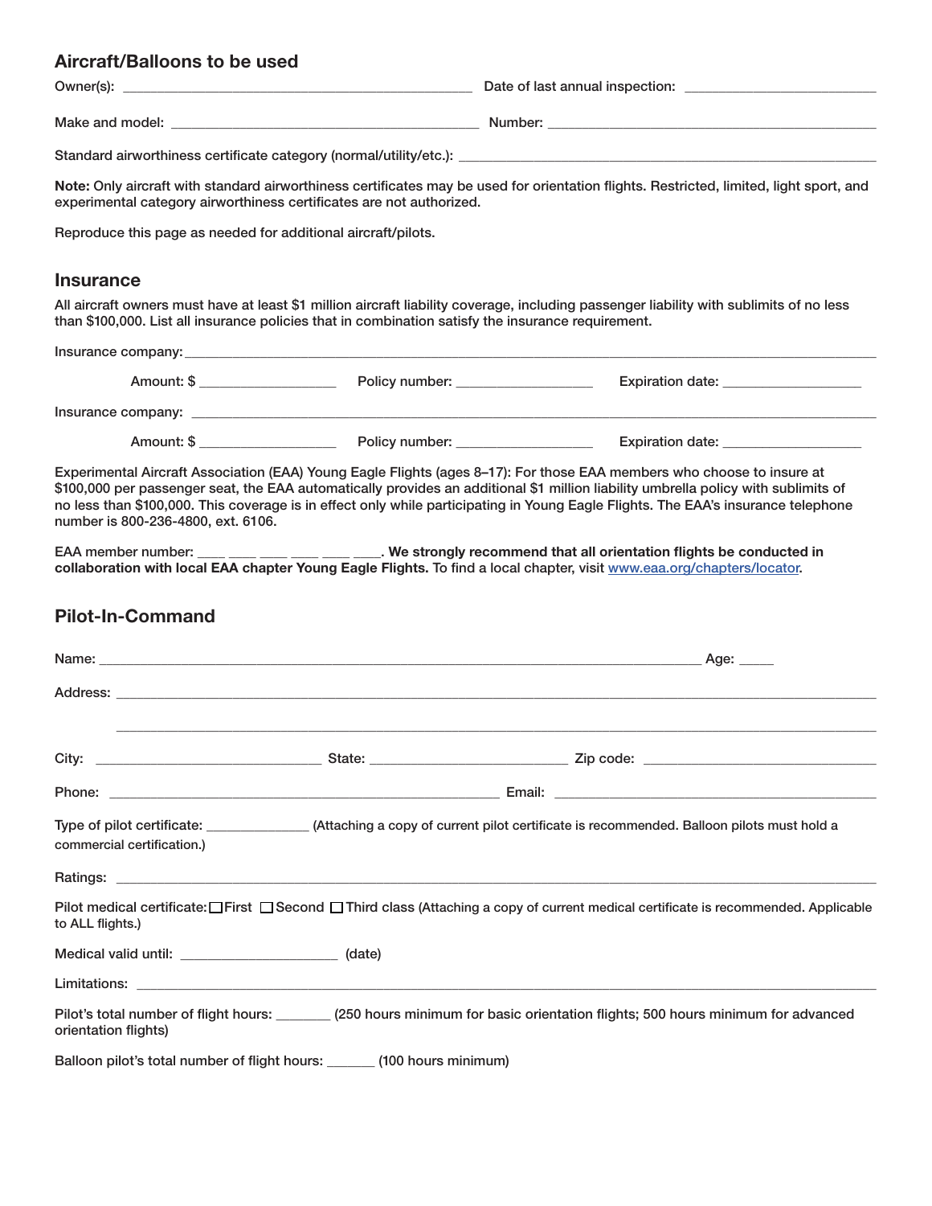## Aircraft/Balloons to be used

Owner(s): ______________________________________________ Date of last annual inspection: _________________________

Make and model: ________________________________________ Number: ___________________________________________

Standard airworthiness certificate category (normal/utility/etc.): ____________________________________________________

**Note:** Only aircraft with standard airworthiness certificates may be used for orientation flights. Restricted, limited, light sport, and experimental category airworthiness certificates are not authorized.

Reproduce this page as needed for additional aircraft/pilots.

## Insurance

All aircraft owners must have at least $1 million aircraft liability coverage, including passenger liability with sublimits of no less than $100,000. List all insurance policies that in combination satisfy the insurance requirement.

Insurance company: ___________________________________________________________________________________

Amount: $ __________________ Policy number: __________________ Expiration date: __________________

Insurance company: ___________________________________________________________________________________

Amount: $ __________________ Policy number: __________________ Expiration date: __________________

Experimental Aircraft Association (EAA) Young Eagle Flights (ages 8–17): For those EAA members who choose to insure at $100,000 per passenger seat, the EAA automatically provides an additional $1 million liability umbrella policy with sublimits of no less than $100,000. This coverage is in effect only while participating in Young Eagle Flights. The EAA's insurance telephone number is 800-236-4800, ext. 6106.

EAA member number: ____ ____ ____ ____ ____ ____. **We strongly recommend that all orientation flights be conducted in collaboration with local EAA chapter Young Eagle Flights.** To find a local chapter, visit www.eaa.org/chapters/locator.

## Pilot-In-Command

Name: ___________________________________________________________________________ Age: _____

Address: ______________________________________________________________________________________

______________________________________________________________________________________

City: ______________________________ State: __________________________ Zip code: ______________________________

Phone: ____________________________________________________ Email: ____________________________________________

Type of pilot certificate: ______________ (Attaching a copy of current pilot certificate is recommended. Balloon pilots must hold a commercial certification.)

Ratings: ______________________________________________________________________________________

Pilot medical certificate: ☐ First ☐ Second ☐ Third class (Attaching a copy of current medical certificate is recommended. Applicable to ALL flights.)

Medical valid until: _____________________ (date)

Limitations: ______________________________________________________________________________________

Pilot's total number of flight hours: _______ (250 hours minimum for basic orientation flights; 500 hours minimum for advanced orientation flights)

Balloon pilot's total number of flight hours: ______ (100 hours minimum)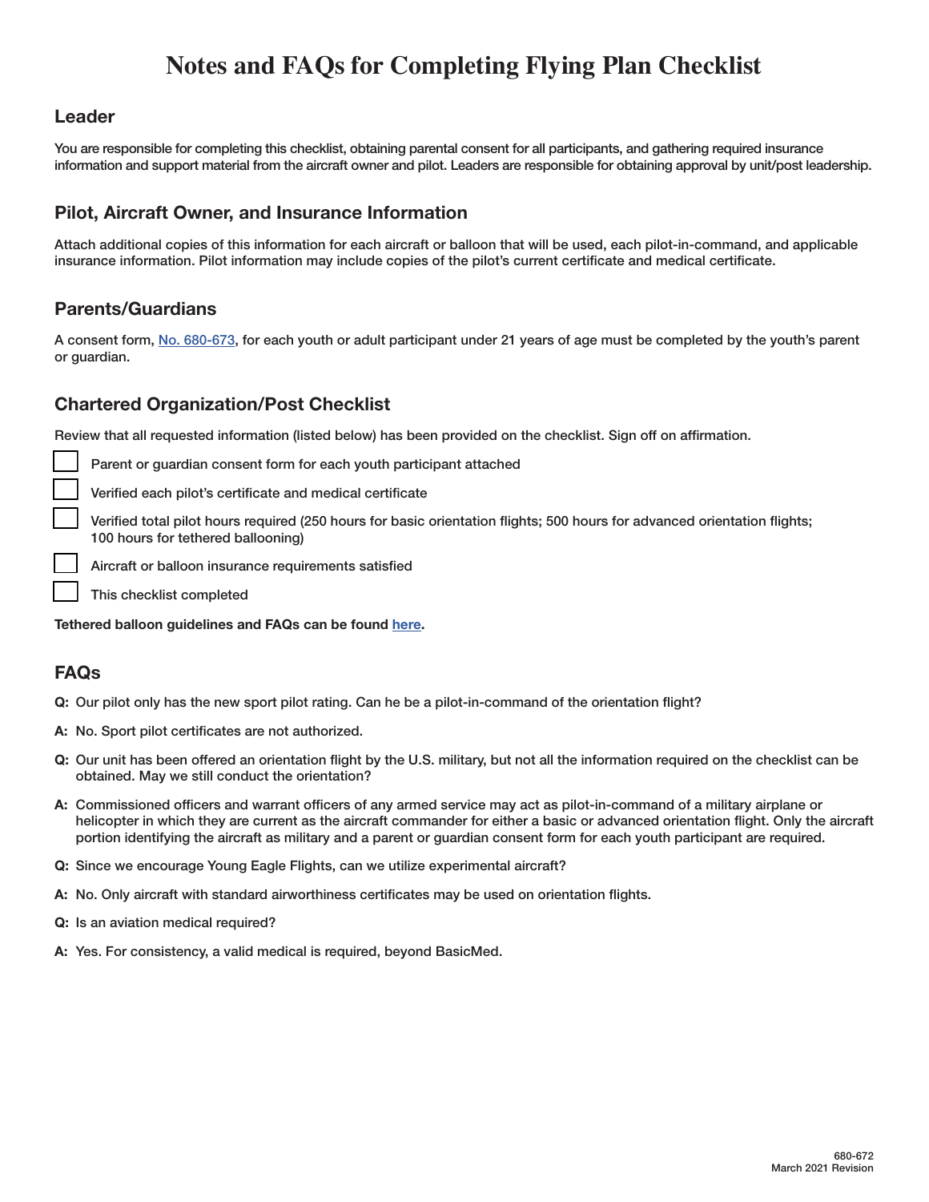# Notes and FAQs for Completing Flying Plan Checklist

## Leader

You are responsible for completing this checklist, obtaining parental consent for all participants, and gathering required insurance information and support material from the aircraft owner and pilot. Leaders are responsible for obtaining approval by unit/post leadership.

## Pilot, Aircraft Owner, and Insurance Information

Attach additional copies of this information for each aircraft or balloon that will be used, each pilot-in-command, and applicable insurance information. Pilot information may include copies of the pilot's current certificate and medical certificate.

## Parents/Guardians

A consent form, No. 680-673, for each youth or adult participant under 21 years of age must be completed by the youth's parent or guardian.

## Chartered Organization/Post Checklist

Review that all requested information (listed below) has been provided on the checklist. Sign off on affirmation.

- [ ] Parent or guardian consent form for each youth participant attached
- [ ] Verified each pilot's certificate and medical certificate
- [ ] Verified total pilot hours required (250 hours for basic orientation flights; 500 hours for advanced orientation flights; 100 hours for tethered ballooning)
- [ ] Aircraft or balloon insurance requirements satisfied
- [ ] This checklist completed

**Tethered balloon guidelines and FAQs can be found here.**

## FAQs

**Q:** Our pilot only has the new sport pilot rating. Can he be a pilot-in-command of the orientation flight?

**A:** No. Sport pilot certificates are not authorized.

**Q:** Our unit has been offered an orientation flight by the U.S. military, but not all the information required on the checklist can be obtained. May we still conduct the orientation?

**A:** Commissioned officers and warrant officers of any armed service may act as pilot-in-command of a military airplane or helicopter in which they are current as the aircraft commander for either a basic or advanced orientation flight. Only the aircraft portion identifying the aircraft as military and a parent or guardian consent form for each youth participant are required.

**Q:** Since we encourage Young Eagle Flights, can we utilize experimental aircraft?

**A:** No. Only aircraft with standard airworthiness certificates may be used on orientation flights.

**Q:** Is an aviation medical required?

**A:** Yes. For consistency, a valid medical is required, beyond BasicMed.

680-672
March 2021 Revision